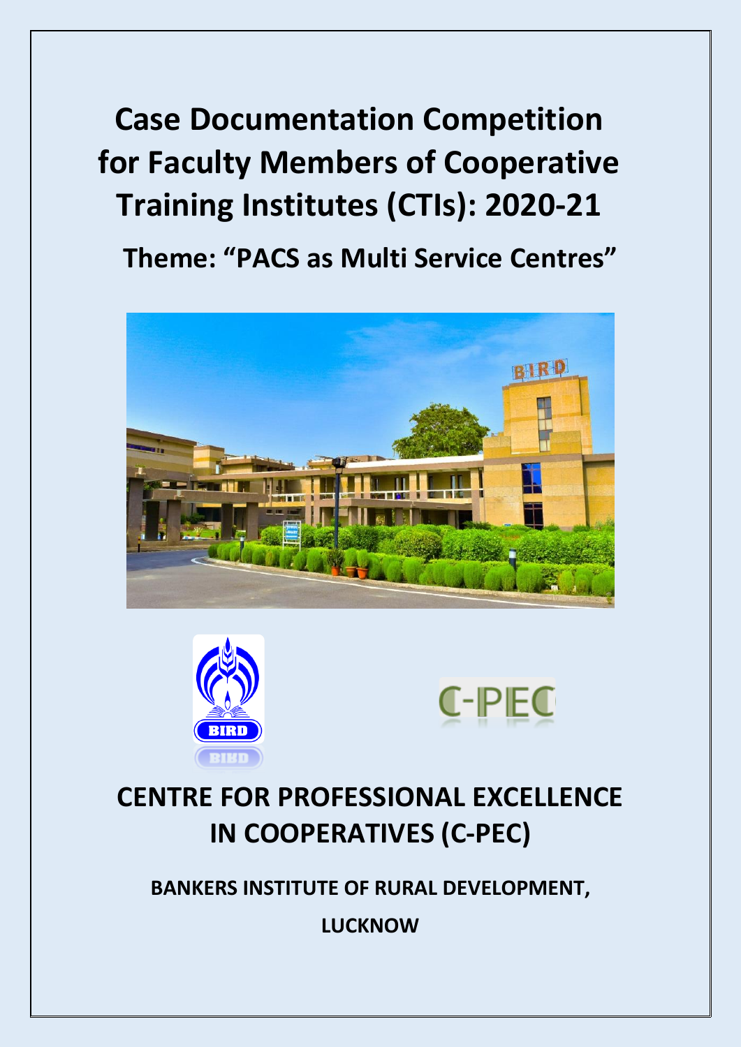# Case Documentation Competition for Faculty Members of Cooperative Training Institutes (CTIs): 2020-21

## Theme: "PACS as Multi Service Centres"

# CENTRE FOR PROFESSIONAL EXCELLENCE IN COOPERATIVES (C-PEC)

**BANKERS INSTITUTE OF RURAL DEVELOPMENT, LUCKNOW**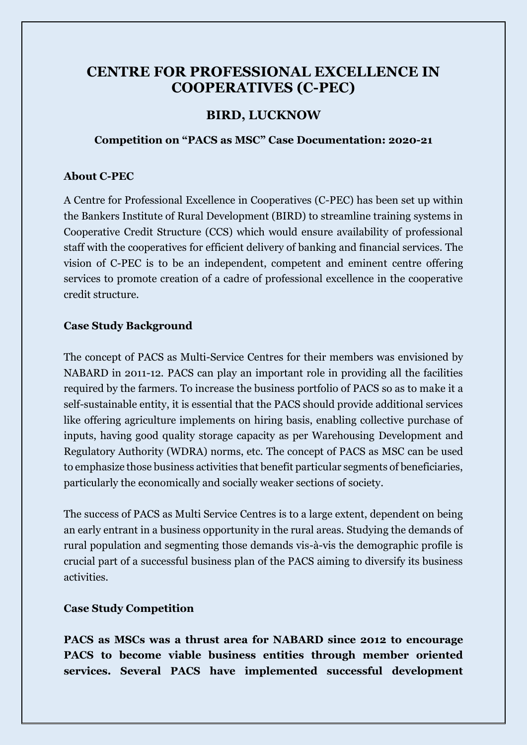# CENTRE FOR PROFESSIONAL EXCELLENCE IN COOPERATIVES (C-PEC)

## BIRD, LUCKNOW

### Competition on "PACS as MSC" Case Documentation: 2020-21

**About C-PEC**

A Centre for Professional Excellence in Cooperatives (C-PEC) has been set up within the Bankers Institute of Rural Development (BIRD) to streamline training systems in Cooperative Credit Structure (CCS) which would ensure availability of professional staff with the cooperatives for efficient delivery of banking and financial services. The vision of C-PEC is to be an independent, competent and eminent centre offering services to promote creation of a cadre of professional excellence in the cooperative credit structure.

**Case Study Background**

The concept of PACS as Multi-Service Centres for their members was envisioned by NABARD in 2011-12. PACS can play an important role in providing all the facilities required by the farmers. To increase the business portfolio of PACS so as to make it a self-sustainable entity, it is essential that the PACS should provide additional services like offering agriculture implements on hiring basis, enabling collective purchase of inputs, having good quality storage capacity as per Warehousing Development and Regulatory Authority (WDRA) norms, etc. The concept of PACS as MSC can be used to emphasize those business activities that benefit particular segments of beneficiaries, particularly the economically and socially weaker sections of society.

The success of PACS as Multi Service Centres is to a large extent, dependent on being an early entrant in a business opportunity in the rural areas. Studying the demands of rural population and segmenting those demands vis-à-vis the demographic profile is crucial part of a successful business plan of the PACS aiming to diversify its business activities.

**Case Study Competition**

**PACS as MSCs was a thrust area for NABARD since 2012 to encourage PACS to become viable business entities through member oriented services. Several PACS have implemented successful development**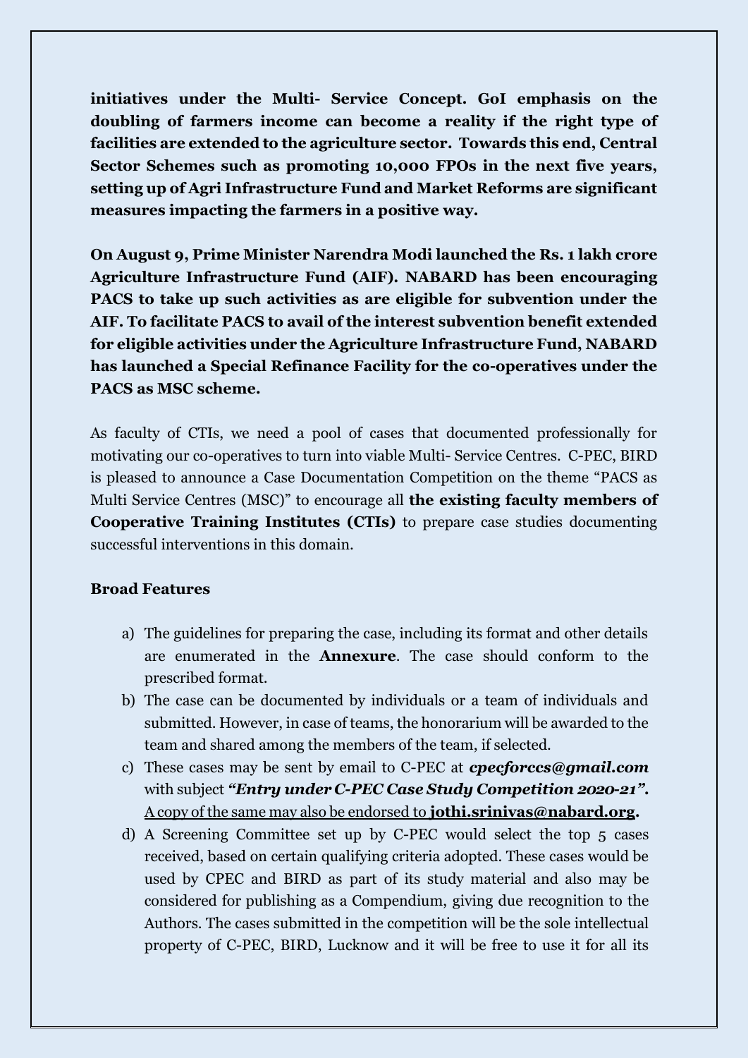**initiatives under the Multi- Service Concept. GoI emphasis on the doubling of farmers income can become a reality if the right type of facilities are extended to the agriculture sector. Towards this end, Central Sector Schemes such as promoting 10,000 FPOs in the next five years, setting up of Agri Infrastructure Fund and Market Reforms are significant measures impacting the farmers in a positive way.**

**On August 9, Prime Minister Narendra Modi launched the Rs. 1 lakh crore Agriculture Infrastructure Fund (AIF). NABARD has been encouraging PACS to take up such activities as are eligible for subvention under the AIF. To facilitate PACS to avail of the interest subvention benefit extended for eligible activities under the Agriculture Infrastructure Fund, NABARD has launched a Special Refinance Facility for the co-operatives under the PACS as MSC scheme.**

As faculty of CTIs, we need a pool of cases that documented professionally for motivating our co-operatives to turn into viable Multi- Service Centres. C-PEC, BIRD is pleased to announce a Case Documentation Competition on the theme "PACS as Multi Service Centres (MSC)" to encourage all **the existing faculty members of Cooperative Training Institutes (CTIs)** to prepare case studies documenting successful interventions in this domain.

**Broad Features**

a) The guidelines for preparing the case, including its format and other details are enumerated in the **Annexure**. The case should conform to the prescribed format.

b) The case can be documented by individuals or a team of individuals and submitted. However, in case of teams, the honorarium will be awarded to the team and shared among the members of the team, if selected.

c) These cases may be sent by email to C-PEC at ***cpecforccs@gmail.com*** with subject ***"Entry under C-PEC Case Study Competition 2020-21".*** <u>A copy of the same may also be endorsed to **jothi.srinivas@nabard.org**</u>.

d) A Screening Committee set up by C-PEC would select the top 5 cases received, based on certain qualifying criteria adopted. These cases would be used by CPEC and BIRD as part of its study material and also may be considered for publishing as a Compendium, giving due recognition to the Authors. The cases submitted in the competition will be the sole intellectual property of C-PEC, BIRD, Lucknow and it will be free to use it for all its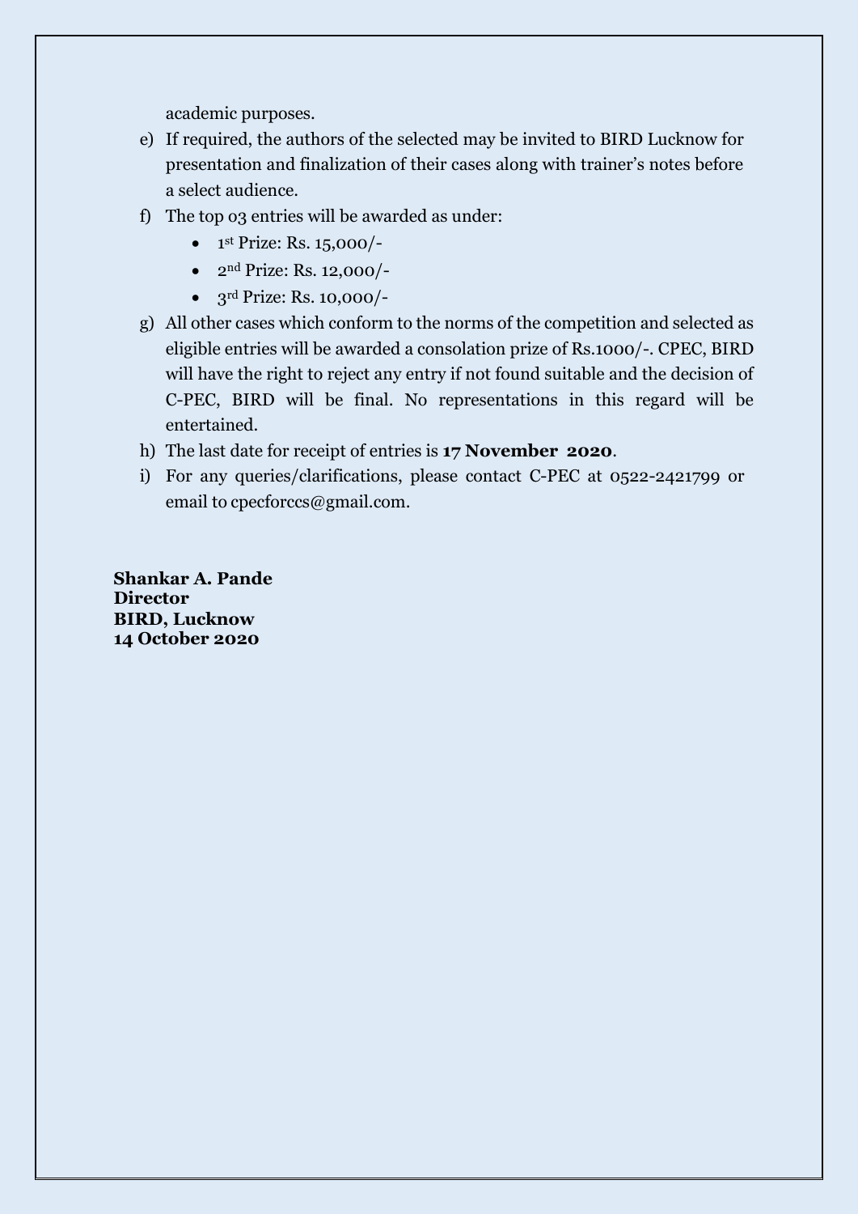academic purposes.

e) If required, the authors of the selected may be invited to BIRD Lucknow for presentation and finalization of their cases along with trainer's notes before a select audience.

f) The top 03 entries will be awarded as under:
   - 1st Prize: Rs. 15,000/-
   - 2nd Prize: Rs. 12,000/-
   - 3rd Prize: Rs. 10,000/-

g) All other cases which conform to the norms of the competition and selected as eligible entries will be awarded a consolation prize of Rs.1000/-. CPEC, BIRD will have the right to reject any entry if not found suitable and the decision of C-PEC, BIRD will be final. No representations in this regard will be entertained.

h) The last date for receipt of entries is **17 November 2020**.

i) For any queries/clarifications, please contact C-PEC at 0522-2421799 or email to cpecforccs@gmail.com.

**Shankar A. Pande**
**Director**
**BIRD, Lucknow**
**14 October 2020**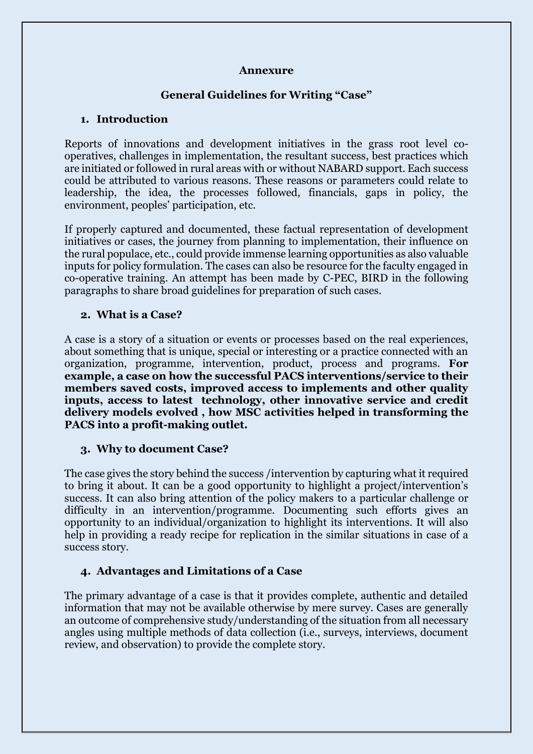## Annexure

## General Guidelines for Writing "Case"

### 1. Introduction

Reports of innovations and development initiatives in the grass root level co-operatives, challenges in implementation, the resultant success, best practices which are initiated or followed in rural areas with or without NABARD support. Each success could be attributed to various reasons. These reasons or parameters could relate to leadership, the idea, the processes followed, financials, gaps in policy, the environment, peoples' participation, etc.

If properly captured and documented, these factual representation of development initiatives or cases, the journey from planning to implementation, their influence on the rural populace, etc., could provide immense learning opportunities as also valuable inputs for policy formulation. The cases can also be resource for the faculty engaged in co-operative training. An attempt has been made by C-PEC, BIRD in the following paragraphs to share broad guidelines for preparation of such cases.

### 2. What is a Case?

A case is a story of a situation or events or processes based on the real experiences, about something that is unique, special or interesting or a practice connected with an organization, programme, intervention, product, process and programs. **For example, a case on how the successful PACS interventions/service to their members saved costs, improved access to implements and other quality inputs, access to latest technology, other innovative service and credit delivery models evolved , how MSC activities helped in transforming the PACS into a profit-making outlet.**

### 3. Why to document Case?

The case gives the story behind the success /intervention by capturing what it required to bring it about. It can be a good opportunity to highlight a project/intervention's success. It can also bring attention of the policy makers to a particular challenge or difficulty in an intervention/programme. Documenting such efforts gives an opportunity to an individual/organization to highlight its interventions. It will also help in providing a ready recipe for replication in the similar situations in case of a success story.

### 4. Advantages and Limitations of a Case

The primary advantage of a case is that it provides complete, authentic and detailed information that may not be available otherwise by mere survey. Cases are generally an outcome of comprehensive study/understanding of the situation from all necessary angles using multiple methods of data collection (i.e., surveys, interviews, document review, and observation) to provide the complete story.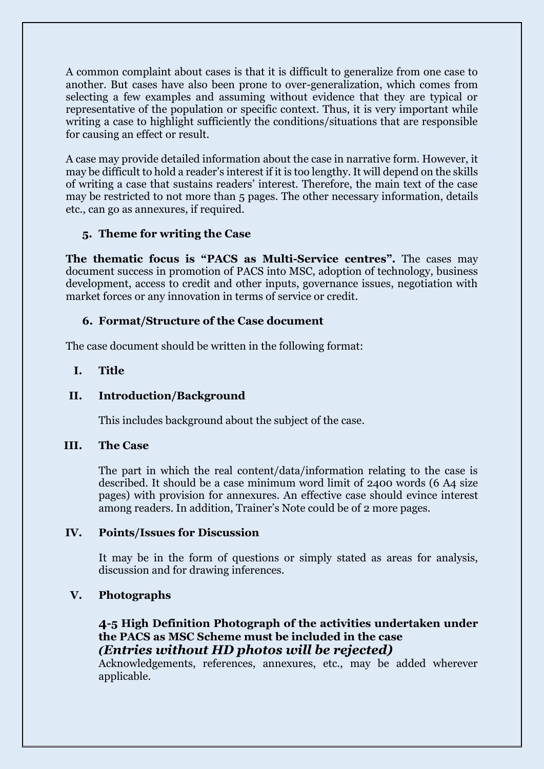A common complaint about cases is that it is difficult to generalize from one case to another. But cases have also been prone to over-generalization, which comes from selecting a few examples and assuming without evidence that they are typical or representative of the population or specific context. Thus, it is very important while writing a case to highlight sufficiently the conditions/situations that are responsible for causing an effect or result.

A case may provide detailed information about the case in narrative form. However, it may be difficult to hold a reader's interest if it is too lengthy. It will depend on the skills of writing a case that sustains readers' interest. Therefore, the main text of the case may be restricted to not more than 5 pages. The other necessary information, details etc., can go as annexures, if required.

### 5. Theme for writing the Case

**The thematic focus is "PACS as Multi-Service centres".** The cases may document success in promotion of PACS into MSC, adoption of technology, business development, access to credit and other inputs, governance issues, negotiation with market forces or any innovation in terms of service or credit.

### 6. Format/Structure of the Case document

The case document should be written in the following format:

**I. Title**

**II. Introduction/Background**

This includes background about the subject of the case.

**III. The Case**

The part in which the real content/data/information relating to the case is described. It should be a case minimum word limit of 2400 words (6 A4 size pages) with provision for annexures. An effective case should evince interest among readers. In addition, Trainer's Note could be of 2 more pages.

**IV. Points/Issues for Discussion**

It may be in the form of questions or simply stated as areas for analysis, discussion and for drawing inferences.

**V. Photographs**

**4-5 High Definition Photograph of the activities undertaken under the PACS as MSC Scheme must be included in the case**
***(Entries without HD photos will be rejected)***

Acknowledgements, references, annexures, etc., may be added wherever applicable.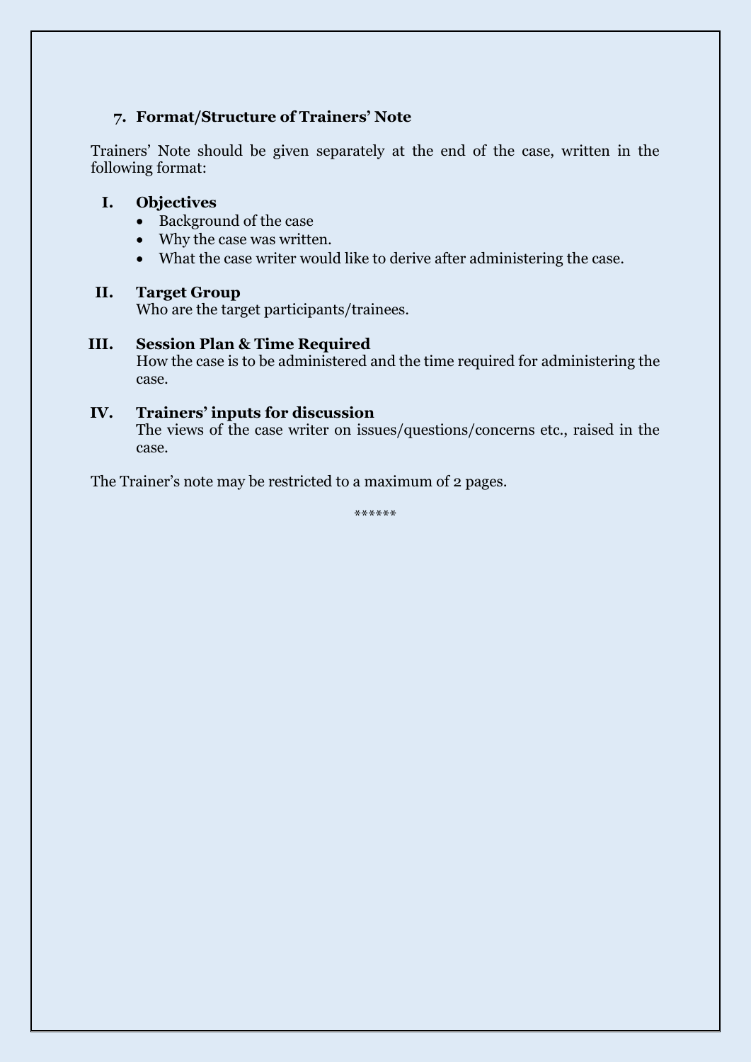## 7. Format/Structure of Trainers' Note

Trainers' Note should be given separately at the end of the case, written in the following format:

**I. Objectives**

- Background of the case
- Why the case was written.
- What the case writer would like to derive after administering the case.

**II. Target Group**

Who are the target participants/trainees.

**III. Session Plan & Time Required**

How the case is to be administered and the time required for administering the case.

**IV. Trainers' inputs for discussion**

The views of the case writer on issues/questions/concerns etc., raised in the case.

The Trainer's note may be restricted to a maximum of 2 pages.

******